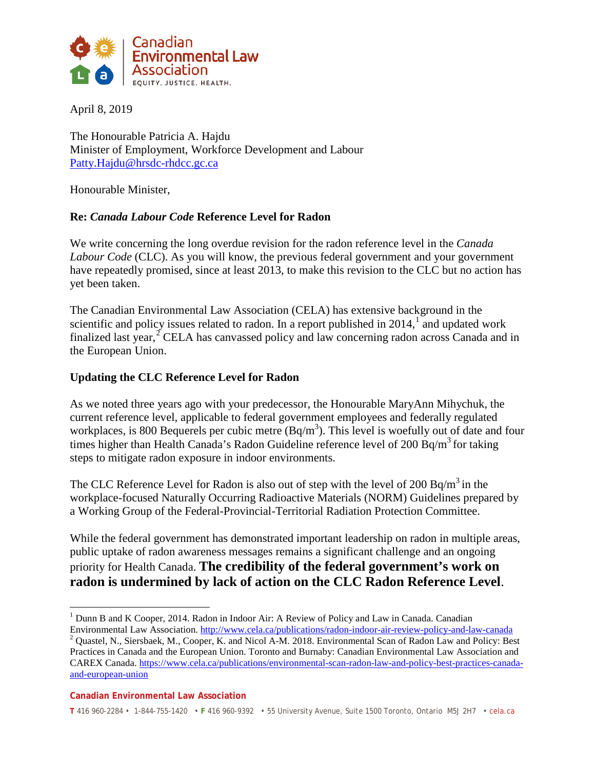Canadian Environmental Law Association

EQUITY. JUSTICE. HEALTH.

April 8, 2019

The Honourable Patricia A. Hajdu
Minister of Employment, Workforce Development and Labour
Patty.Hajdu@hrsdc-rhdcc.gc.ca

Honourable Minister,

**Re: *Canada Labour Code* Reference Level for Radon**

We write concerning the long overdue revision for the radon reference level in the *Canada Labour Code* (CLC). As you will know, the previous federal government and your government have repeatedly promised, since at least 2013, to make this revision to the CLC but no action has yet been taken.

The Canadian Environmental Law Association (CELA) has extensive background in the scientific and policy issues related to radon. In a report published in 2014,[1] and updated work finalized last year,[2] CELA has canvassed policy and law concerning radon across Canada and in the European Union.

**Updating the CLC Reference Level for Radon**

As we noted three years ago with your predecessor, the Honourable MaryAnn Mihychuk, the current reference level, applicable to federal government employees and federally regulated workplaces, is 800 Bequerels per cubic metre (Bq/$m^3$). This level is woefully out of date and four times higher than Health Canada's Radon Guideline reference level of 200 Bq/$m^3$ for taking steps to mitigate radon exposure in indoor environments.

The CLC Reference Level for Radon is also out of step with the level of 200 Bq/$m^3$ in the workplace-focused Naturally Occurring Radioactive Materials (NORM) Guidelines prepared by a Working Group of the Federal-Provincial-Territorial Radiation Protection Committee.

While the federal government has demonstrated important leadership on radon in multiple areas, public uptake of radon awareness messages remains a significant challenge and an ongoing priority for Health Canada. **The credibility of the federal government's work on radon is undermined by lack of action on the CLC Radon Reference Level**.

---

[1] Dunn B and K Cooper, 2014. Radon in Indoor Air: A Review of Policy and Law in Canada. Canadian Environmental Law Association. http://www.cela.ca/publications/radon-indoor-air-review-policy-and-law-canada

[2] Quastel, N., Siersbaek, M., Cooper, K. and Nicol A-M. 2018. Environmental Scan of Radon Law and Policy: Best Practices in Canada and the European Union. Toronto and Burnaby: Canadian Environmental Law Association and CAREX Canada. https://www.cela.ca/publications/environmental-scan-radon-law-and-policy-best-practices-canada-and-european-union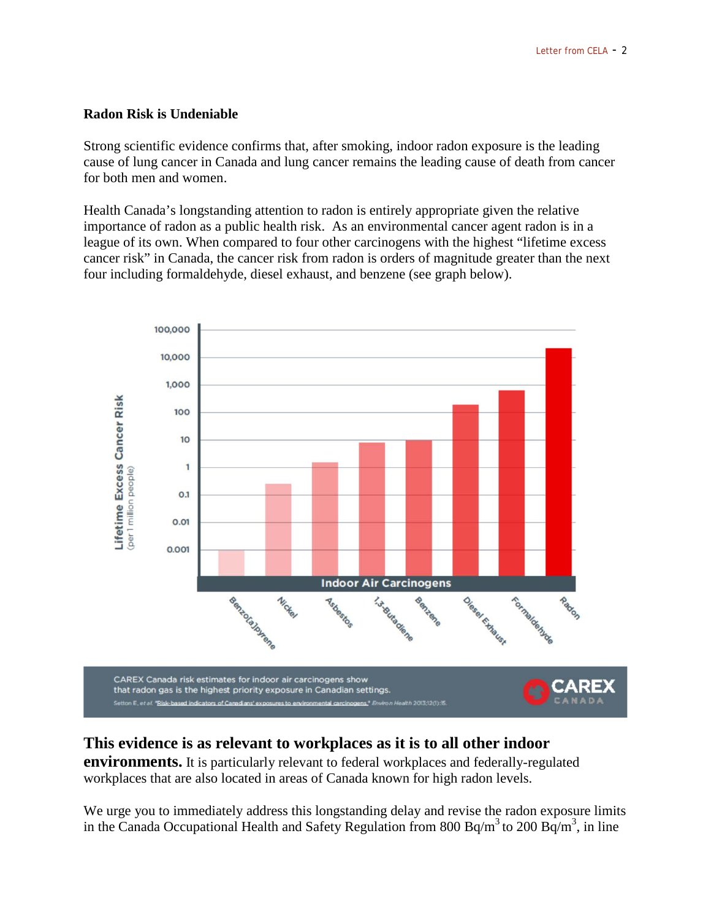**Radon Risk is Undeniable**

Strong scientific evidence confirms that, after smoking, indoor radon exposure is the leading cause of lung cancer in Canada and lung cancer remains the leading cause of death from cancer for both men and women.

Health Canada's longstanding attention to radon is entirely appropriate given the relative importance of radon as a public health risk. As an environmental cancer agent radon is in a league of its own. When compared to four other carcinogens with the highest "lifetime excess cancer risk" in Canada, the cancer risk from radon is orders of magnitude greater than the next four including formaldehyde, diesel exhaust, and benzene (see graph below).

CAREX Canada risk estimates for indoor air carcinogens show that radon gas is the highest priority exposure in Canadian settings.

Setton E, *et al.* "Risk-based indicators of Canadians' exposures to environmental carcinogens." *Environ Health* 2013;12(1):15.

**This evidence is as relevant to workplaces as it is to all other indoor environments.** It is particularly relevant to federal workplaces and federally-regulated workplaces that are also located in areas of Canada known for high radon levels.

We urge you to immediately address this longstanding delay and revise the radon exposure limits in the Canada Occupational Health and Safety Regulation from 800 Bq/$m^3$ to 200 Bq/$m^3$, in line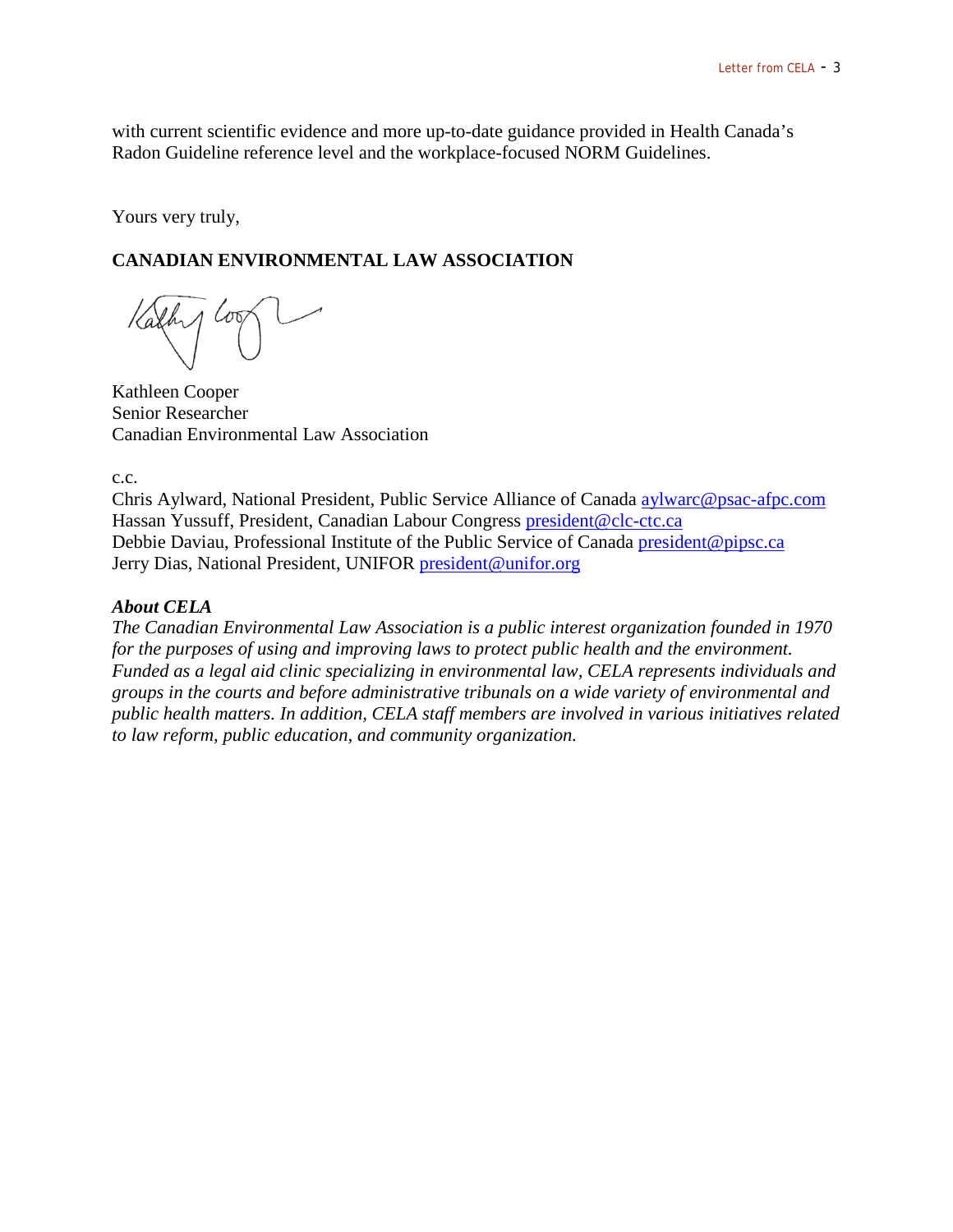with current scientific evidence and more up-to-date guidance provided in Health Canada's Radon Guideline reference level and the workplace-focused NORM Guidelines.

Yours very truly,

**CANADIAN ENVIRONMENTAL LAW ASSOCIATION**

Kathleen Cooper
Senior Researcher
Canadian Environmental Law Association

c.c.
Chris Aylward, National President, Public Service Alliance of Canada aylwarc@psac-afpc.com
Hassan Yussuff, President, Canadian Labour Congress president@clc-ctc.ca
Debbie Daviau, Professional Institute of the Public Service of Canada president@pipsc.ca
Jerry Dias, National President, UNIFOR president@unifor.org

***About CELA***

*The Canadian Environmental Law Association is a public interest organization founded in 1970 for the purposes of using and improving laws to protect public health and the environment. Funded as a legal aid clinic specializing in environmental law, CELA represents individuals and groups in the courts and before administrative tribunals on a wide variety of environmental and public health matters. In addition, CELA staff members are involved in various initiatives related to law reform, public education, and community organization.*